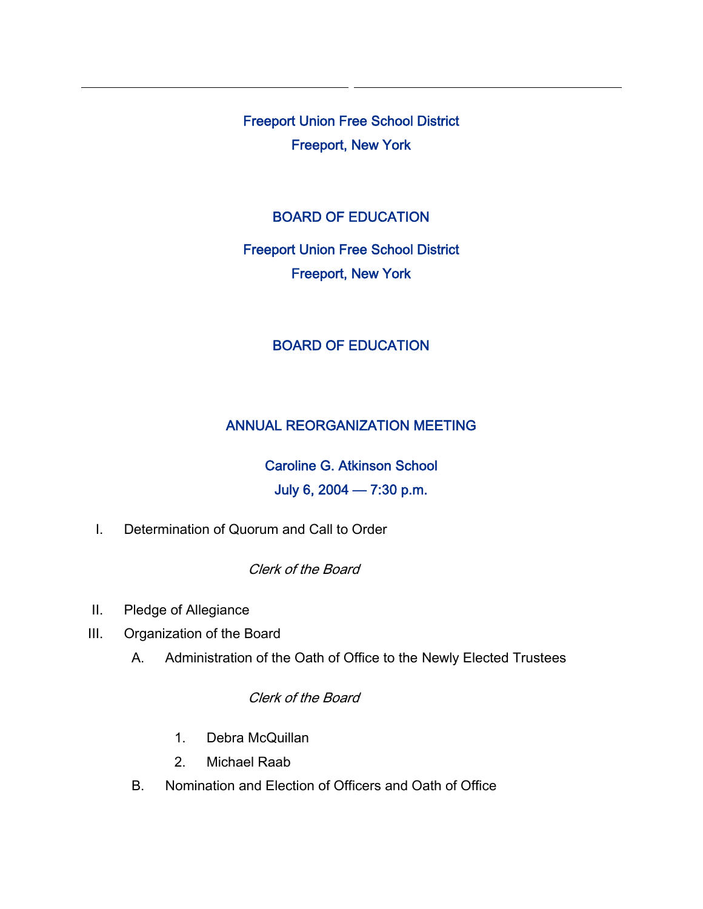Freeport Union Free School District

Freeport, New York

BOARD OF EDUCATION

Freeport Union Free School District

Freeport, New York

BOARD OF EDUCATION

## ANNUAL REORGANIZATION MEETING

Caroline G. Atkinson School

July 6, 2004 — 7:30 p.m.

I. Determination of Quorum and Call to Order

*Clerk of the Board*

II. Pledge of Allegiance

III. Organization of the Board

A. Administration of the Oath of Office to the Newly Elected Trustees

*Clerk of the Board*

1. Debra McQuillan
2. Michael Raab

B. Nomination and Election of Officers and Oath of Office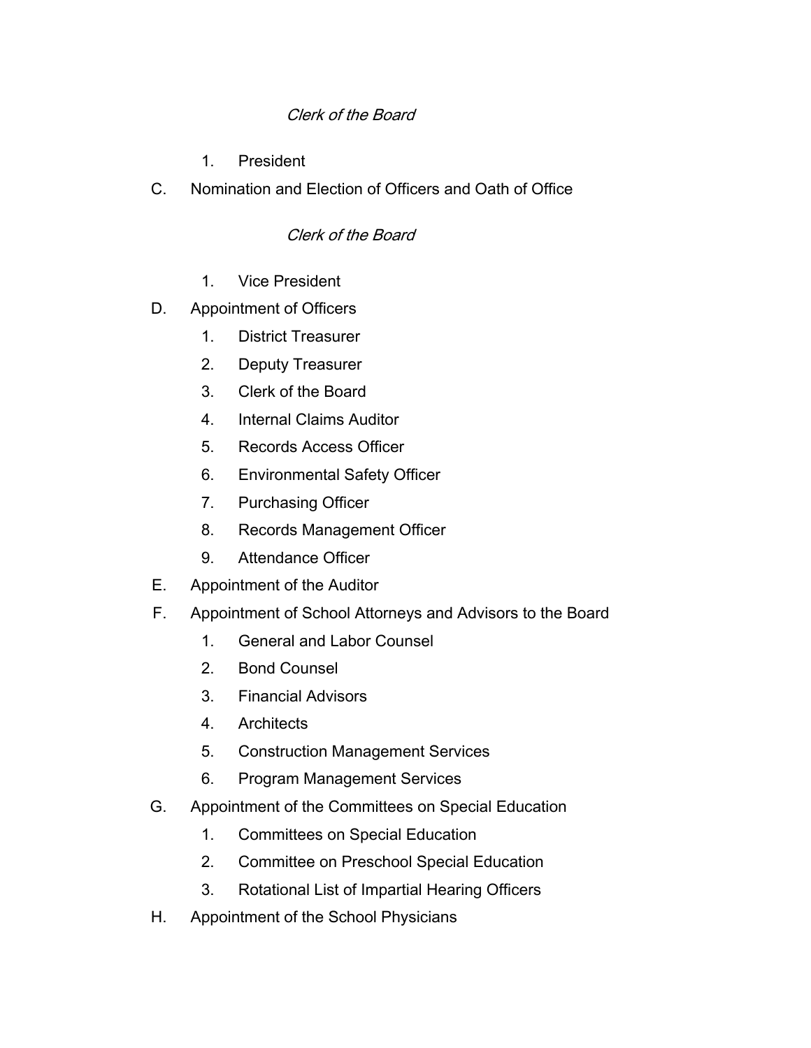*Clerk of the Board*

1. President

C. Nomination and Election of Officers and Oath of Office

*Clerk of the Board*

1. Vice President

D. Appointment of Officers

1. District Treasurer
2. Deputy Treasurer
3. Clerk of the Board
4. Internal Claims Auditor
5. Records Access Officer
6. Environmental Safety Officer
7. Purchasing Officer
8. Records Management Officer
9. Attendance Officer

E. Appointment of the Auditor

F. Appointment of School Attorneys and Advisors to the Board

1. General and Labor Counsel
2. Bond Counsel
3. Financial Advisors
4. Architects
5. Construction Management Services
6. Program Management Services

G. Appointment of the Committees on Special Education

1. Committees on Special Education
2. Committee on Preschool Special Education
3. Rotational List of Impartial Hearing Officers

H. Appointment of the School Physicians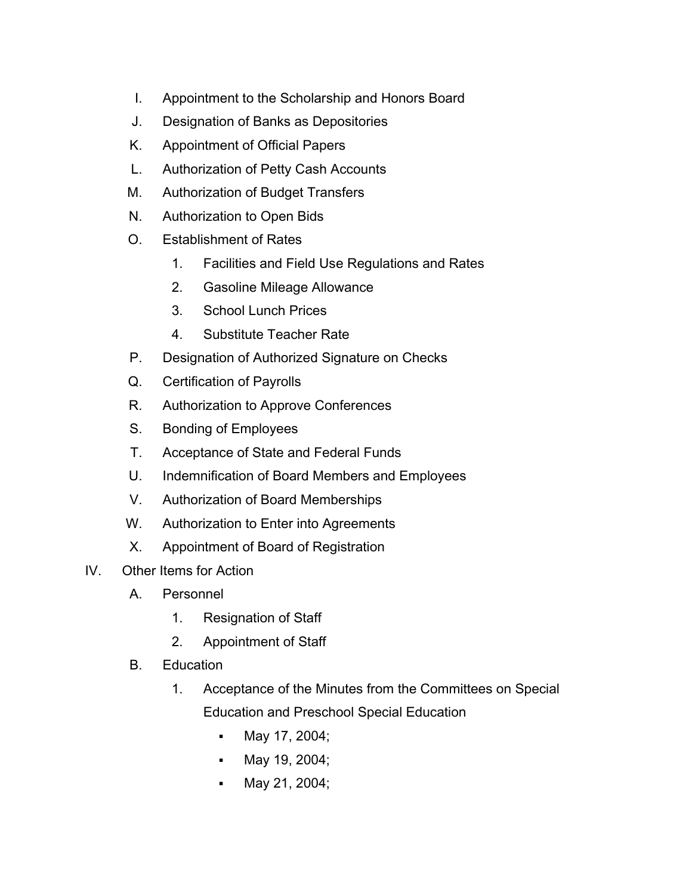I. Appointment to the Scholarship and Honors Board
J. Designation of Banks as Depositories
K. Appointment of Official Papers
L. Authorization of Petty Cash Accounts
M. Authorization of Budget Transfers
N. Authorization to Open Bids
O. Establishment of Rates
    1. Facilities and Field Use Regulations and Rates
    2. Gasoline Mileage Allowance
    3. School Lunch Prices
    4. Substitute Teacher Rate
P. Designation of Authorized Signature on Checks
Q. Certification of Payrolls
R. Authorization to Approve Conferences
S. Bonding of Employees
T. Acceptance of State and Federal Funds
U. Indemnification of Board Members and Employees
V. Authorization of Board Memberships
W. Authorization to Enter into Agreements
X. Appointment of Board of Registration

IV. Other Items for Action

A. Personnel
    1. Resignation of Staff
    2. Appointment of Staff
B. Education
    1. Acceptance of the Minutes from the Committees on Special Education and Preschool Special Education
        - May 17, 2004;
        - May 19, 2004;
        - May 21, 2004;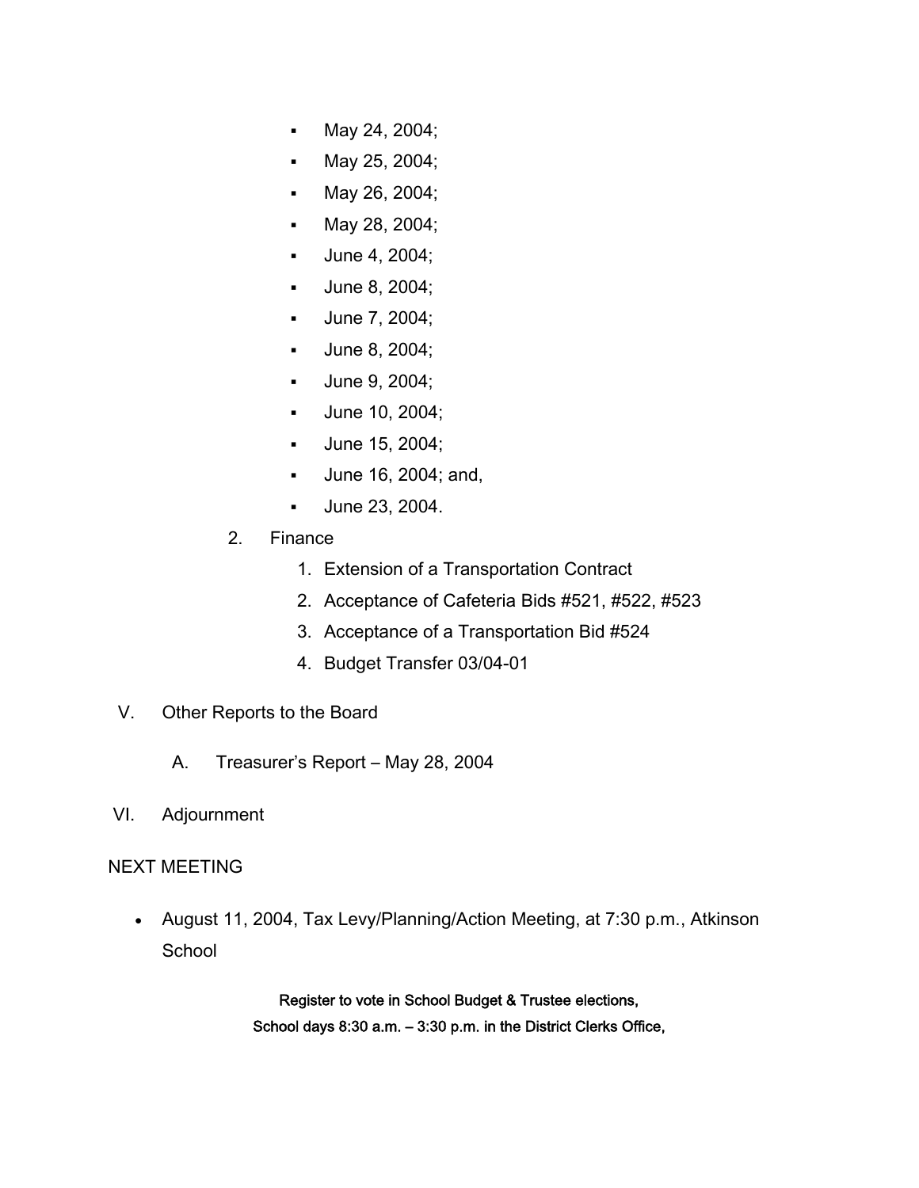- May 24, 2004;
- May 25, 2004;
- May 26, 2004;
- May 28, 2004;
- June 4, 2004;
- June 8, 2004;
- June 7, 2004;
- June 8, 2004;
- June 9, 2004;
- June 10, 2004;
- June 15, 2004;
- June 16, 2004; and,
- June 23, 2004.

2. Finance
   1. Extension of a Transportation Contract
   2. Acceptance of Cafeteria Bids #521, #522, #523
   3. Acceptance of a Transportation Bid #524
   4. Budget Transfer 03/04-01

V. Other Reports to the Board

   A. Treasurer's Report – May 28, 2004

VI. Adjournment

NEXT MEETING

- August 11, 2004, Tax Levy/Planning/Action Meeting, at 7:30 p.m., Atkinson School

**Register to vote in School Budget & Trustee elections,**
**School days 8:30 a.m. – 3:30 p.m. in the District Clerks Office,**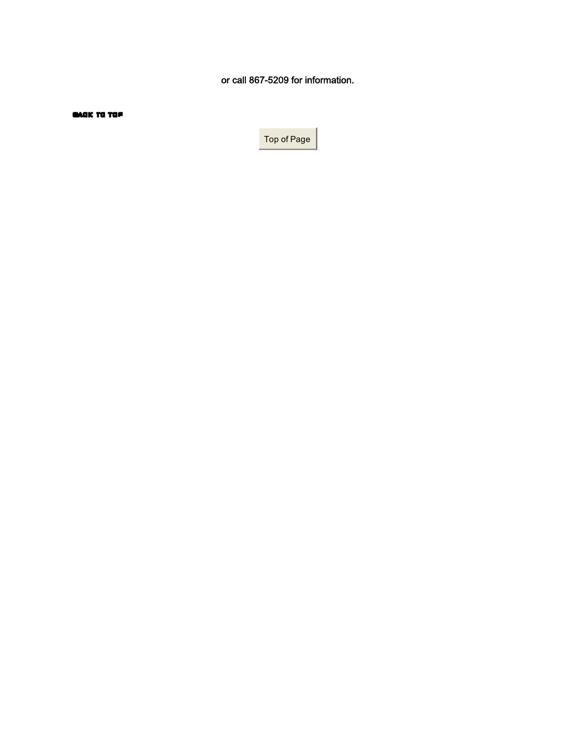or call 867-5209 for information.

BACK TO TOP

Top of Page